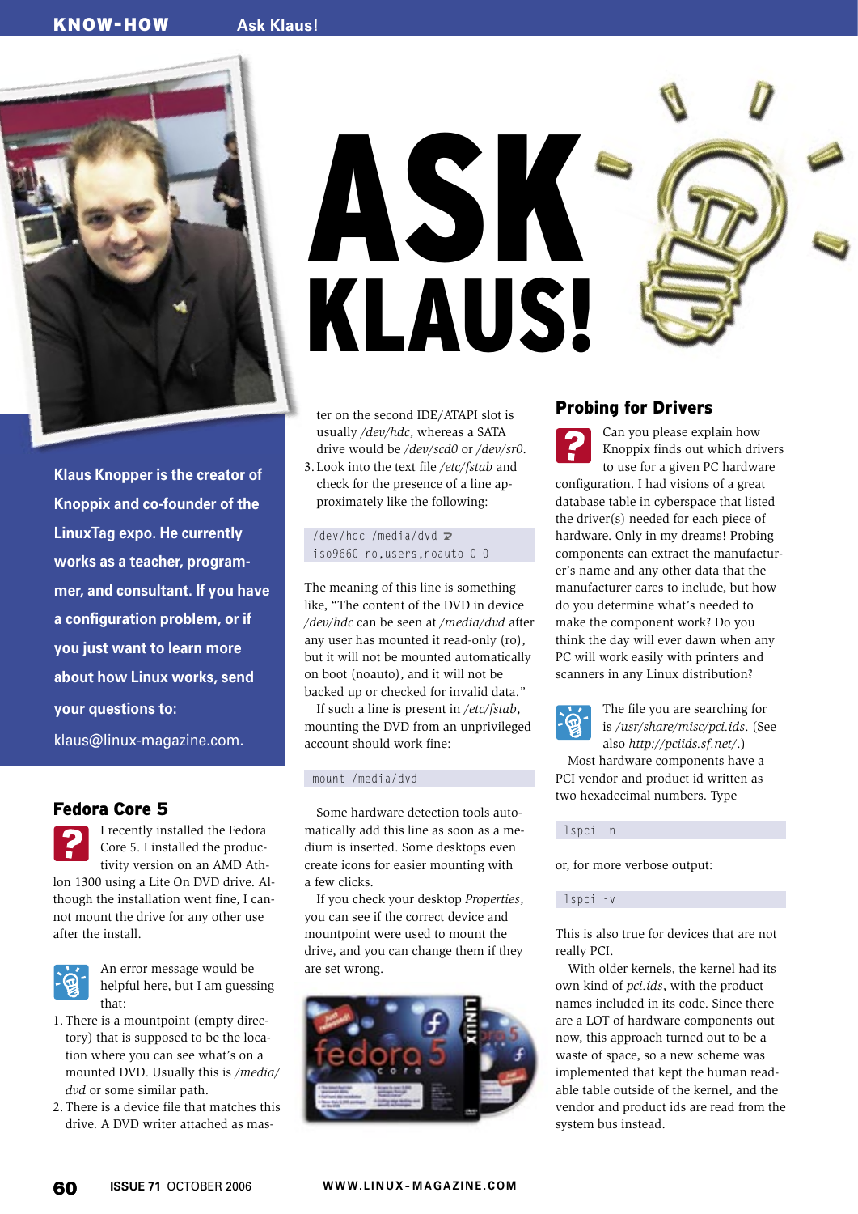# ASK KLAUS!

**Klaus Knopper is the creator of Knoppix and co-founder of the LinuxTag expo. He currently works as a teacher, programmer, and consultant. If you have a configuration problem, or if you just want to learn more about how Linux works, send your questions to:**

klaus@linux-magazine.com.

## Fedora Core 5

I recently installed the Fedora Core 5. I installed the productivity version on an AMD Athlon 1300 using a Lite On DVD drive. Although the installation went fine, I cannot mount the drive for any other use after the install.

An error message would be helpful here, but I am guessing that:

1. There is a mountpoint (empty directory) that is supposed to be the location where you can see what's on a mounted DVD. Usually this is */media/dvd* or some similar path.
2. There is a device file that matches this drive. A DVD writer attached as master on the second IDE/ATAPI slot is usually */dev/hdc*, whereas a SATA drive would be */dev/scd0* or */dev/sr0*.
3. Look into the text file */etc/fstab* and check for the presence of a line approximately like the following:

```
/dev/hdc /media/dvd ↩
iso9660 ro,users,noauto 0 0
```

The meaning of this line is something like, "The content of the DVD in device */dev/hdc* can be seen at */media/dvd* after any user has mounted it read-only (ro), but it will not be mounted automatically on boot (noauto), and it will not be backed up or checked for invalid data."

If such a line is present in */etc/fstab*, mounting the DVD from an unprivileged account should work fine:

```
mount /media/dvd
```

Some hardware detection tools automatically add this line as soon as a medium is inserted. Some desktops even create icons for easier mounting with a few clicks.

If you check your desktop *Properties*, you can see if the correct device and mountpoint were used to mount the drive, and you can change them if they are set wrong.

## Probing for Drivers

Can you please explain how Knoppix finds out which drivers to use for a given PC hardware configuration. I had visions of a great database table in cyberspace that listed the driver(s) needed for each piece of hardware. Only in my dreams! Probing components can extract the manufacturer's name and any other data that the manufacturer cares to include, but how do you determine what's needed to make the component work? Do you think the day will ever dawn when any PC will work easily with printers and scanners in any Linux distribution?

The file you are searching for is */usr/share/misc/pci.ids*. (See also *http://pciids.sf.net/*.)

Most hardware components have a PCI vendor and product id written as two hexadecimal numbers. Type

```
lspci -n
```

or, for more verbose output:

```
lspci -v
```

This is also true for devices that are not really PCI.

With older kernels, the kernel had its own kind of *pci.ids*, with the product names included in its code. Since there are a LOT of hardware components out now, this approach turned out to be a waste of space, so a new scheme was implemented that kept the human readable table outside of the kernel, and the vendor and product ids are read from the system bus instead.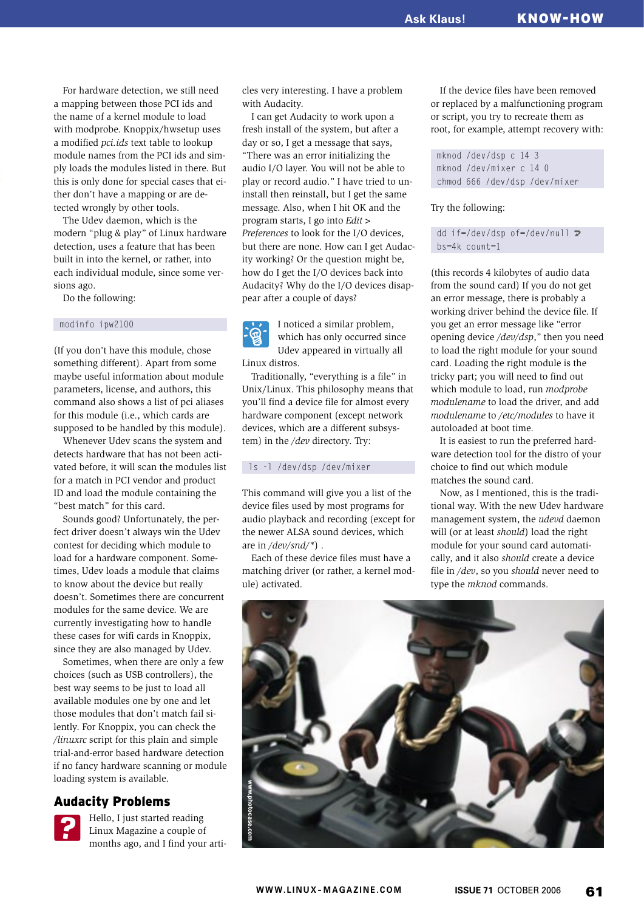For hardware detection, we still need a mapping between those PCI ids and the name of a kernel module to load with modprobe. Knoppix/hwsetup uses a modified *pci.ids* text table to lookup module names from the PCI ids and simply loads the modules listed in there. But this is only done for special cases that either don't have a mapping or are detected wrongly by other tools.

The Udev daemon, which is the modern "plug & play" of Linux hardware detection, uses a feature that has been built in into the kernel, or rather, into each individual module, since some versions ago.

Do the following:

```
modinfo ipw2100
```

(If you don't have this module, chose something different). Apart from some maybe useful information about module parameters, license, and authors, this command also shows a list of pci aliases for this module (i.e., which cards are supposed to be handled by this module).

Whenever Udev scans the system and detects hardware that has not been activated before, it will scan the modules list for a match in PCI vendor and product ID and load the module containing the "best match" for this card.

Sounds good? Unfortunately, the perfect driver doesn't always win the Udev contest for deciding which module to load for a hardware component. Sometimes, Udev loads a module that claims to know about the device but really doesn't. Sometimes there are concurrent modules for the same device. We are currently investigating how to handle these cases for wifi cards in Knoppix, since they are also managed by Udev.

Sometimes, when there are only a few choices (such as USB controllers), the best way seems to be just to load all available modules one by one and let those modules that don't match fail silently. For Knoppix, you can check the */linuxrc* script for this plain and simple trial-and-error based hardware detection if no fancy hardware scanning or module loading system is available.

## Audacity Problems

Hello, I just started reading Linux Magazine a couple of months ago, and I find your articles very interesting. I have a problem with Audacity.

I can get Audacity to work upon a fresh install of the system, but after a day or so, I get a message that says, "There was an error initializing the audio I/O layer. You will not be able to play or record audio." I have tried to uninstall then reinstall, but I get the same message. Also, when I hit OK and the program starts, I go into *Edit* > *Preferences* to look for the I/O devices, but there are none. How can I get Audacity working? Or the question might be, how do I get the I/O devices back into Audacity? Why do the I/O devices disappear after a couple of days?

I noticed a similar problem, which has only occurred since Udev appeared in virtually all Linux distros.

Traditionally, "everything is a file" in Unix/Linux. This philosophy means that you'll find a device file for almost every hardware component (except network devices, which are a different subsystem) in the */dev* directory. Try:

```
ls -l /dev/dsp /dev/mixer
```

This command will give you a list of the device files used by most programs for audio playback and recording (except for the newer ALSA sound devices, which are in */dev/snd/\**) .

Each of these device files must have a matching driver (or rather, a kernel module) activated.

If the device files have been removed or replaced by a malfunctioning program or script, you try to recreate them as root, for example, attempt recovery with:

```
mknod /dev/dsp c 14 3
mknod /dev/mixer c 14 0
chmod 666 /dev/dsp /dev/mixer
```

Try the following:

```
dd if=/dev/dsp of=/dev/null ↩
bs=4k count=1
```

(this records 4 kilobytes of audio data from the sound card) If you do not get an error message, there is probably a working driver behind the device file. If you get an error message like "error opening device */dev/dsp*," then you need to load the right module for your sound card. Loading the right module is the tricky part; you will need to find out which module to load, run *modprobe modulename* to load the driver, and add *modulename* to */etc/modules* to have it autoloaded at boot time.

It is easiest to run the preferred hardware detection tool for the distro of your choice to find out which module matches the sound card.

Now, as I mentioned, this is the traditional way. With the new Udev hardware management system, the *udevd* daemon will (or at least *should*) load the right module for your sound card automatically, and it also *should* create a device file in */dev*, so you *should* never need to type the *mknod* commands.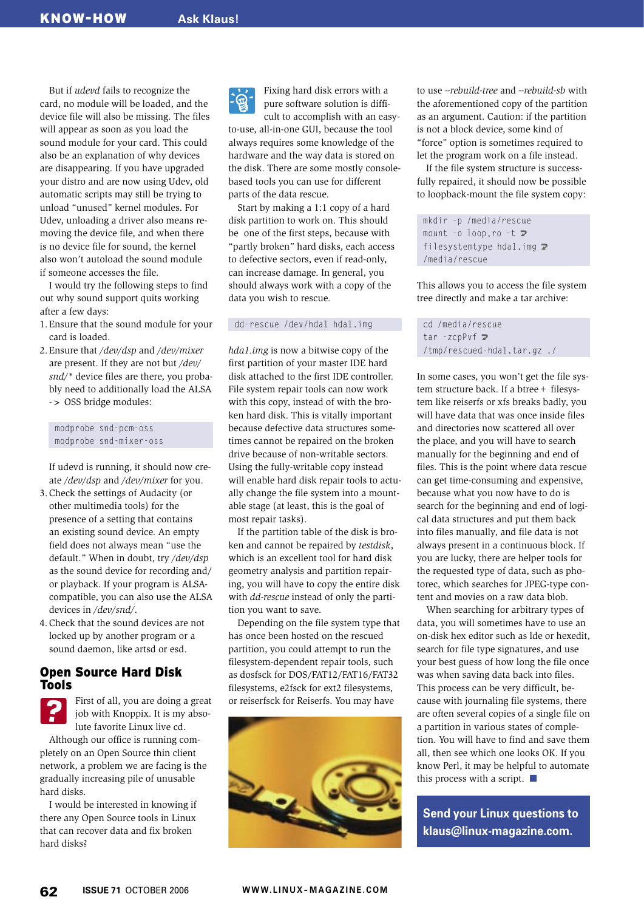But if *udevd* fails to recognize the card, no module will be loaded, and the device file will also be missing. The files will appear as soon as you load the sound module for your card. This could also be an explanation of why devices are disappearing. If you have upgraded your distro and are now using Udev, old automatic scripts may still be trying to unload "unused" kernel modules. For Udev, unloading a driver also means removing the device file, and when there is no device file for sound, the kernel also won't autoload the sound module if someone accesses the file.

I would try the following steps to find out why sound support quits working after a few days:

1. Ensure that the sound module for your card is loaded.
2. Ensure that */dev/dsp* and */dev/mixer* are present. If they are not but */dev/snd/** device files are there, you probably need to additionally load the ALSA -> OSS bridge modules:

```
modprobe snd-pcm-oss
modprobe snd-mixer-oss
```

   If udevd is running, it should now create */dev/dsp* and */dev/mixer* for you.
3. Check the settings of Audacity (or other multimedia tools) for the presence of a setting that contains an existing sound device. An empty field does not always mean "use the default." When in doubt, try */dev/dsp* as the sound device for recording and/or playback. If your program is ALSA-compatible, you can also use the ALSA devices in */dev/snd/*.
4. Check that the sound devices are not locked up by another program or a sound daemon, like artsd or esd.

## Open Source Hard Disk Tools

First of all, you are doing a great job with Knoppix. It is my absolute favorite Linux live cd.

Although our office is running completely on an Open Source thin client network, a problem we are facing is the gradually increasing pile of unusable hard disks.

I would be interested in knowing if there any Open Source tools in Linux that can recover data and fix broken hard disks?

Fixing hard disk errors with a pure software solution is difficult to accomplish with an easy-to-use, all-in-one GUI, because the tool always requires some knowledge of the hardware and the way data is stored on the disk. There are some mostly console-based tools you can use for different parts of the data rescue.

Start by making a 1:1 copy of a hard disk partition to work on. This should be one of the first steps, because with "partly broken" hard disks, each access to defective sectors, even if read-only, can increase damage. In general, you should always work with a copy of the data you wish to rescue.

```
dd-rescue /dev/hda1 hda1.img
```

*hda1.img* is now a bitwise copy of the first partition of your master IDE hard disk attached to the first IDE controller. File system repair tools can now work with this copy, instead of with the broken hard disk. This is vitally important because defective data structures sometimes cannot be repaired on the broken drive because of non-writable sectors. Using the fully-writable copy instead will enable hard disk repair tools to actually change the file system into a mountable stage (at least, this is the goal of most repair tasks).

If the partition table of the disk is broken and cannot be repaired by *testdisk*, which is an excellent tool for hard disk geometry analysis and partition repairing, you will have to copy the entire disk with *dd-rescue* instead of only the partition you want to save.

Depending on the file system type that has once been hosted on the rescued partition, you could attempt to run the filesystem-dependent repair tools, such as dosfsck for DOS/FAT12/FAT16/FAT32 filesystems, e2fsck for ext2 filesystems, or reiserfsck for Reiserfs. You may have to use *--rebuild-tree* and *--rebuild-sb* with the aforementioned copy of the partition as an argument. Caution: if the partition is not a block device, some kind of "force" option is sometimes required to let the program work on a file instead.

If the file system structure is successfully repaired, it should now be possible to loopback-mount the file system copy:

```
mkdir -p /media/rescue
mount -o loop,ro -t ➔
filesystemtype hda1.img ➔
/media/rescue
```

This allows you to access the file system tree directly and make a tar archive:

```
cd /media/rescue
tar -zcpPvf ➔
/tmp/rescued-hda1.tar.gz ./
```

In some cases, you won't get the file system structure back. If a btree+ filesystem like reiserfs or xfs breaks badly, you will have data that was once inside files and directories now scattered all over the place, and you will have to search manually for the beginning and end of files. This is the point where data rescue can get time-consuming and expensive, because what you now have to do is search for the beginning and end of logical data structures and put them back into files manually, and file data is not always present in a continuous block. If you are lucky, there are helper tools for the requested type of data, such as photorec, which searches for JPEG-type content and movies on a raw data blob.

When searching for arbitrary types of data, you will sometimes have to use an on-disk hex editor such as lde or hexedit, search for file type signatures, and use your best guess of how long the file once was when saving data back into files. This process can be very difficult, because with journaling file systems, there are often several copies of a single file on a partition in various states of completion. You will have to find and save them all, then see which one looks OK. If you know Perl, it may be helpful to automate this process with a script. ■

**Send your Linux questions to klaus@linux-magazine.com.**